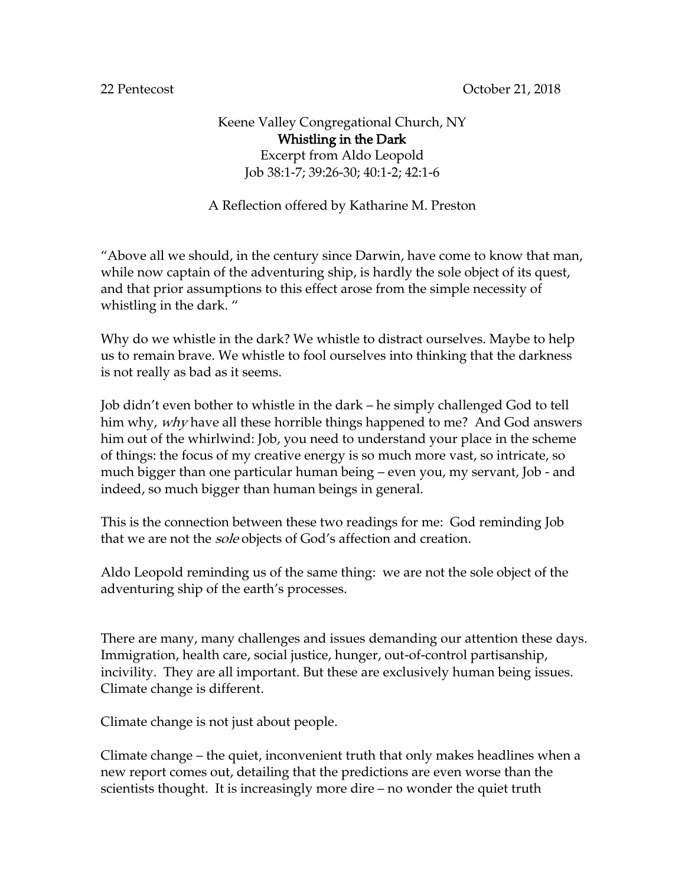22 Pentecost October 21, 2018

Keene Valley Congregational Church, NY

# Whistling in the Dark

Excerpt from Aldo Leopold

Job 38:1-7; 39:26-30; 40:1-2; 42:1-6

A Reflection offered by Katharine M. Preston

"Above all we should, in the century since Darwin, have come to know that man, while now captain of the adventuring ship, is hardly the sole object of its quest, and that prior assumptions to this effect arose from the simple necessity of whistling in the dark. "

Why do we whistle in the dark? We whistle to distract ourselves. Maybe to help us to remain brave. We whistle to fool ourselves into thinking that the darkness is not really as bad as it seems.

Job didn't even bother to whistle in the dark – he simply challenged God to tell him why, *why* have all these horrible things happened to me? And God answers him out of the whirlwind: Job, you need to understand your place in the scheme of things: the focus of my creative energy is so much more vast, so intricate, so much bigger than one particular human being – even you, my servant, Job - and indeed, so much bigger than human beings in general.

This is the connection between these two readings for me: God reminding Job that we are not the *sole* objects of God's affection and creation.

Aldo Leopold reminding us of the same thing: we are not the sole object of the adventuring ship of the earth's processes.

There are many, many challenges and issues demanding our attention these days. Immigration, health care, social justice, hunger, out-of-control partisanship, incivility. They are all important. But these are exclusively human being issues. Climate change is different.

Climate change is not just about people.

Climate change – the quiet, inconvenient truth that only makes headlines when a new report comes out, detailing that the predictions are even worse than the scientists thought. It is increasingly more dire – no wonder the quiet truth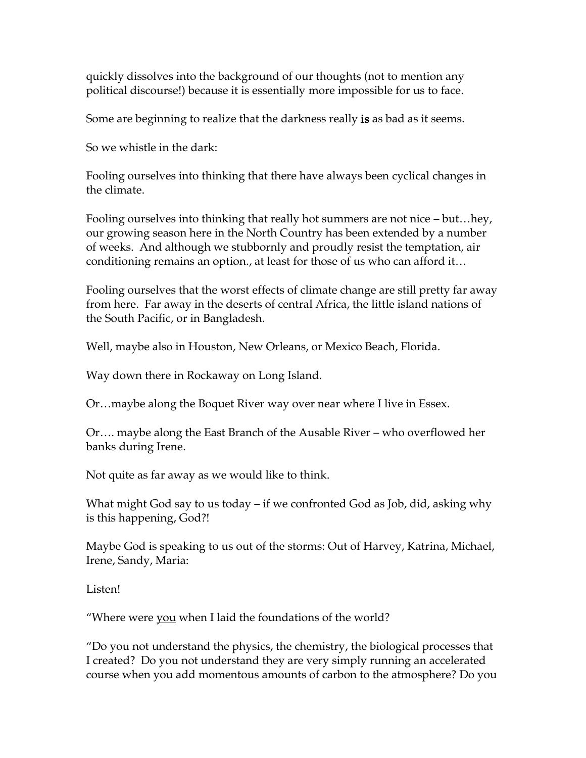quickly dissolves into the background of our thoughts (not to mention any political discourse!) because it is essentially more impossible for us to face.

Some are beginning to realize that the darkness really **is** as bad as it seems.

So we whistle in the dark:

Fooling ourselves into thinking that there have always been cyclical changes in the climate.

Fooling ourselves into thinking that really hot summers are not nice – but…hey, our growing season here in the North Country has been extended by a number of weeks. And although we stubbornly and proudly resist the temptation, air conditioning remains an option., at least for those of us who can afford it…

Fooling ourselves that the worst effects of climate change are still pretty far away from here. Far away in the deserts of central Africa, the little island nations of the South Pacific, or in Bangladesh.

Well, maybe also in Houston, New Orleans, or Mexico Beach, Florida.

Way down there in Rockaway on Long Island.

Or…maybe along the Boquet River way over near where I live in Essex.

Or…. maybe along the East Branch of the Ausable River – who overflowed her banks during Irene.

Not quite as far away as we would like to think.

What might God say to us today – if we confronted God as Job, did, asking why is this happening, God?!

Maybe God is speaking to us out of the storms: Out of Harvey, Katrina, Michael, Irene, Sandy, Maria:

Listen!

"Where were <u>you</u> when I laid the foundations of the world?

"Do you not understand the physics, the chemistry, the biological processes that I created? Do you not understand they are very simply running an accelerated course when you add momentous amounts of carbon to the atmosphere? Do you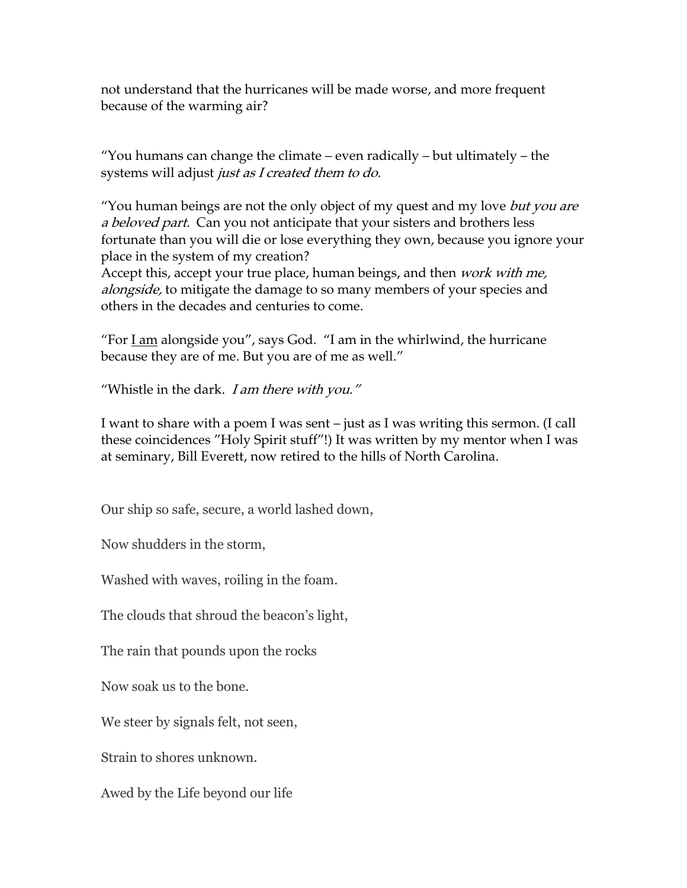not understand that the hurricanes will be made worse, and more frequent because of the warming air?

"You humans can change the climate – even radically – but ultimately – the systems will adjust *just as I created them to do*.

"You human beings are not the only object of my quest and my love *but you are a beloved part.* Can you not anticipate that your sisters and brothers less fortunate than you will die or lose everything they own, because you ignore your place in the system of my creation?
Accept this, accept your true place, human beings, and then *work with me, alongside,* to mitigate the damage to so many members of your species and others in the decades and centuries to come.

"For <u>I am</u> alongside you", says God. "I am in the whirlwind, the hurricane because they are of me. But you are of me as well."

"Whistle in the dark. *I am there with you."*

I want to share with a poem I was sent – just as I was writing this sermon. (I call these coincidences "Holy Spirit stuff"!) It was written by my mentor when I was at seminary, Bill Everett, now retired to the hills of North Carolina.

Our ship so safe, secure, a world lashed down,

Now shudders in the storm,

Washed with waves, roiling in the foam.

The clouds that shroud the beacon's light,

The rain that pounds upon the rocks

Now soak us to the bone.

We steer by signals felt, not seen,

Strain to shores unknown.

Awed by the Life beyond our life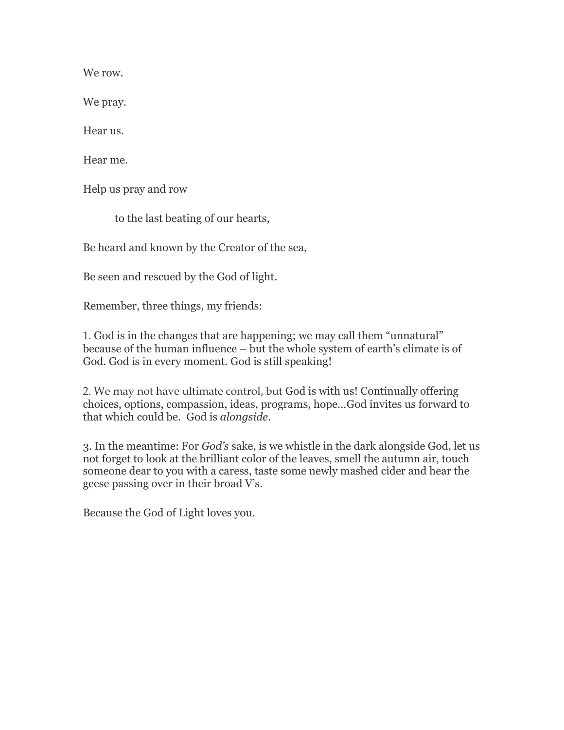We row.

We pray.

Hear us.

Hear me.

Help us pray and row

  to the last beating of our hearts,

Be heard and known by the Creator of the sea,

Be seen and rescued by the God of light.

Remember, three things, my friends:

1. God is in the changes that are happening; we may call them "unnatural" because of the human influence – but the whole system of earth's climate is of God. God is in every moment. God is still speaking!

2. We may not have ultimate control, but God is with us! Continually offering choices, options, compassion, ideas, programs, hope…God invites us forward to that which could be. God is *alongside.*

3. In the meantime: For *God's* sake, is we whistle in the dark alongside God, let us not forget to look at the brilliant color of the leaves, smell the autumn air, touch someone dear to you with a caress, taste some newly mashed cider and hear the geese passing over in their broad V's.

Because the God of Light loves you.